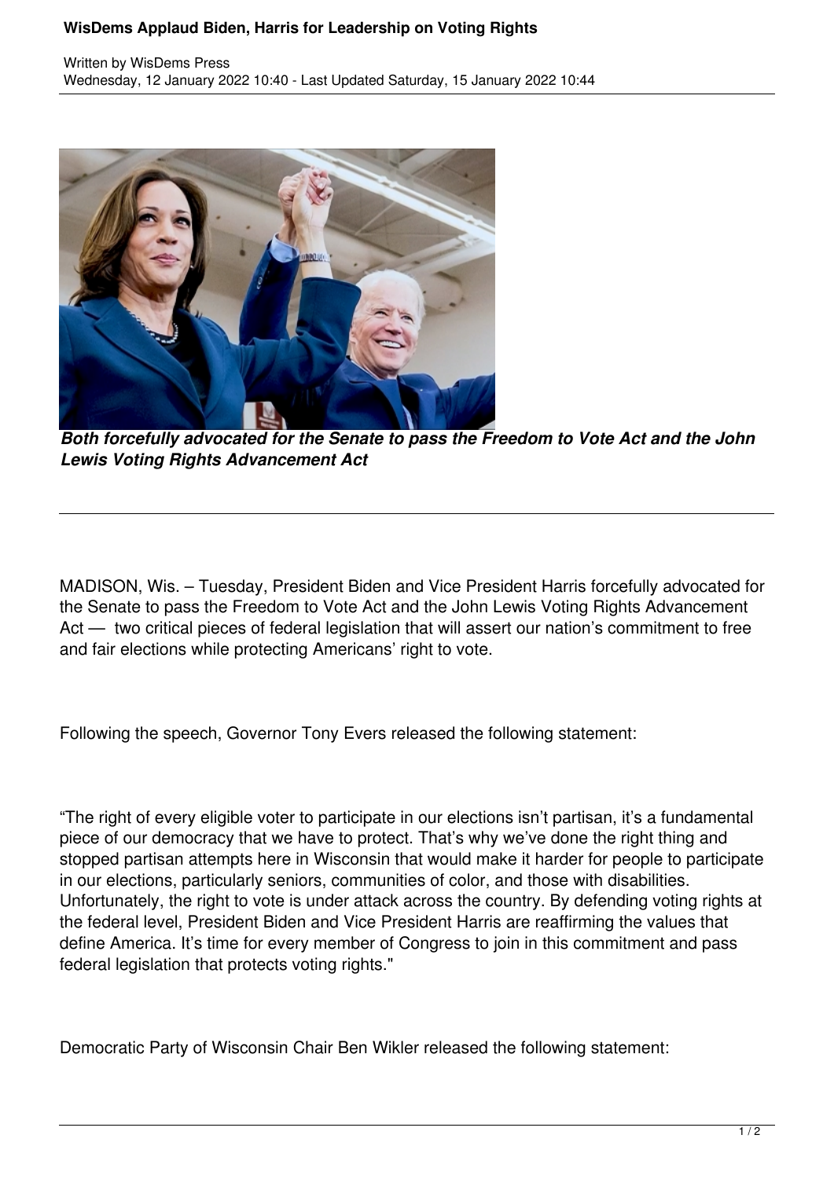# WisDems Applaud Biden, Harris for Leadership on Voting Rights

Written by WisDems Press
Wednesday, 12 January 2022 10:40 - Last Updated Saturday, 15 January 2022 10:44

***Both forcefully advocated for the Senate to pass the Freedom to Vote Act and the John Lewis Voting Rights Advancement Act***

---

MADISON, Wis. – Tuesday, President Biden and Vice President Harris forcefully advocated for the Senate to pass the Freedom to Vote Act and the John Lewis Voting Rights Advancement Act — two critical pieces of federal legislation that will assert our nation's commitment to free and fair elections while protecting Americans' right to vote.

Following the speech, Governor Tony Evers released the following statement:

"The right of every eligible voter to participate in our elections isn't partisan, it's a fundamental piece of our democracy that we have to protect. That's why we've done the right thing and stopped partisan attempts here in Wisconsin that would make it harder for people to participate in our elections, particularly seniors, communities of color, and those with disabilities. Unfortunately, the right to vote is under attack across the country. By defending voting rights at the federal level, President Biden and Vice President Harris are reaffirming the values that define America. It's time for every member of Congress to join in this commitment and pass federal legislation that protects voting rights."

Democratic Party of Wisconsin Chair Ben Wikler released the following statement: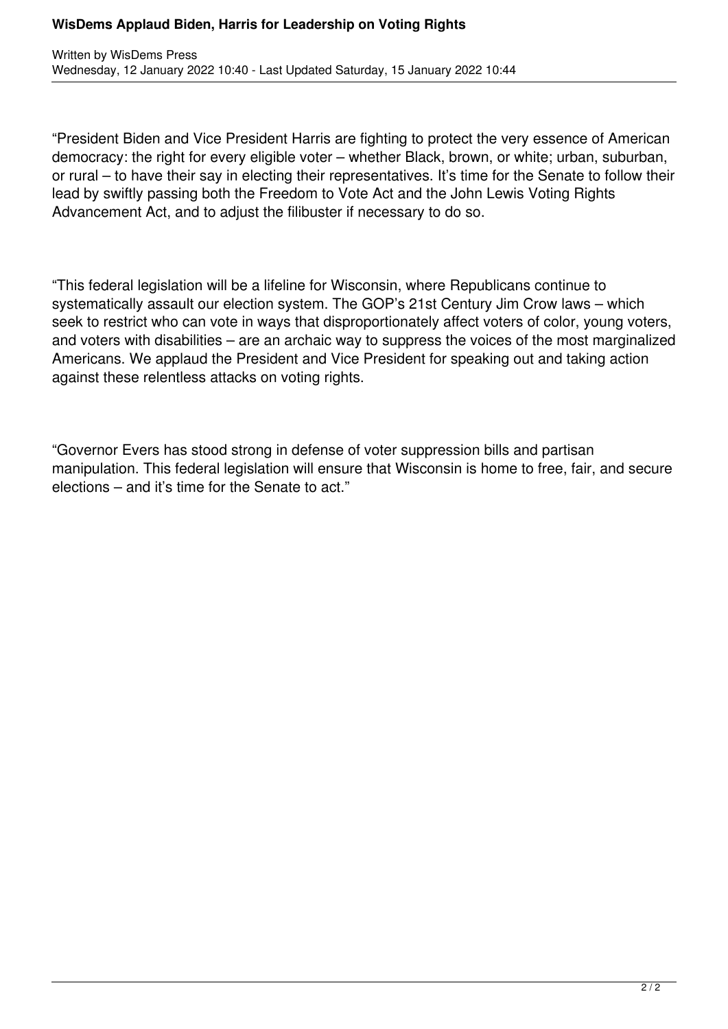“President Biden and Vice President Harris are fighting to protect the very essence of American democracy: the right for every eligible voter – whether Black, brown, or white; urban, suburban, or rural – to have their say in electing their representatives. It’s time for the Senate to follow their lead by swiftly passing both the Freedom to Vote Act and the John Lewis Voting Rights Advancement Act, and to adjust the filibuster if necessary to do so.

“This federal legislation will be a lifeline for Wisconsin, where Republicans continue to systematically assault our election system. The GOP’s 21st Century Jim Crow laws – which seek to restrict who can vote in ways that disproportionately affect voters of color, young voters, and voters with disabilities – are an archaic way to suppress the voices of the most marginalized Americans. We applaud the President and Vice President for speaking out and taking action against these relentless attacks on voting rights.

“Governor Evers has stood strong in defense of voter suppression bills and partisan manipulation. This federal legislation will ensure that Wisconsin is home to free, fair, and secure elections – and it’s time for the Senate to act.”